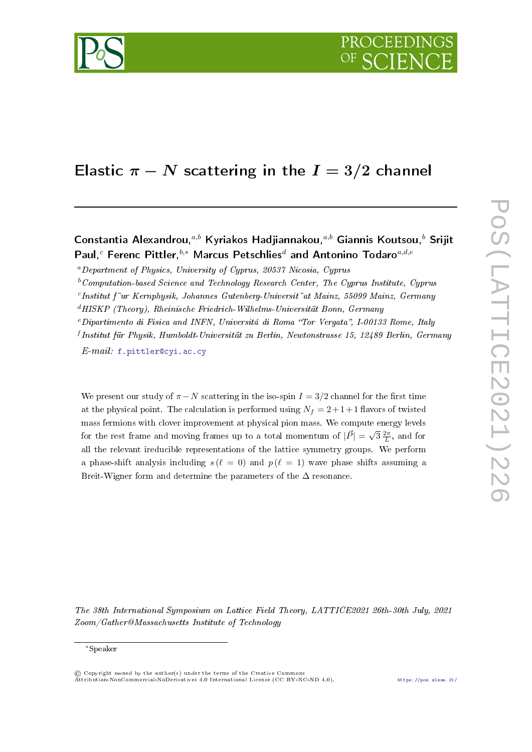# Elastic $\pi - N$ scattering in the $I = 3/2$ channel

**Constantia Alexandrou,**[a,b] **Kyriakos Hadjiannakou,**[a,b] **Giannis Koutsou,**[b] **Srijit Paul,**[c] **Ferenc Pittler,**[b,*] **Marcus Petschlies**[d] **and Antonino Todaro**[a,d,e]

[a] *Department of Physics, University of Cyprus, 20537 Nicosia, Cyprus*
[b] *Computation-based Science and Technology Research Center, The Cyprus Institute, Cyprus*
[c] *Institut f¨ur Kernphysik, Johannes Gutenberg-Universit¨at Mainz, 55099 Mainz, Germany*
[d] *HISKP (Theory), Rheinische Friedrich-Wilhelms-Universität Bonn, Germany*
[e] *Dipartimento di Fisica and INFN, Universitá di Roma "Tor Vergata", I-00133 Rome, Italy*
[f] *Institut für Physik, Humboldt-Universität zu Berlin, Newtonstrasse 15, 12489 Berlin, Germany*

*E-mail:* f.pittler@cyi.ac.cy

We present our study of $\pi - N$ scattering in the iso-spin $I = 3/2$ channel for the first time at the physical point. The calculation is performed using $N_f = 2+1+1$ flavors of twisted mass fermions with clover improvement at physical pion mass. We compute energy levels for the rest frame and moving frames up to a total momentum of $|\vec{P}| = \sqrt{3}\,\frac{2\pi}{L}$, and for all the relevant ireducible representations of the lattice symmetry groups. We perform a phase-shift analysis including $s\,(\ell = 0)$ and $p\,(\ell = 1)$ wave phase shifts assuming a Breit-Wigner form and determine the parameters of the $\Delta$ resonance.

*The 38th International Symposium on Lattice Field Theory, LATTICE2021 26th-30th July, 2021 Zoom/Gather@Massachusetts Institute of Technology*

*Speaker

© Copyright owned by the author(s) under the terms of the Creative Commons Attribution-NonCommercial-NoDerivatives 4.0 International License (CC BY-NC-ND 4.0). https://pos.sissa.it/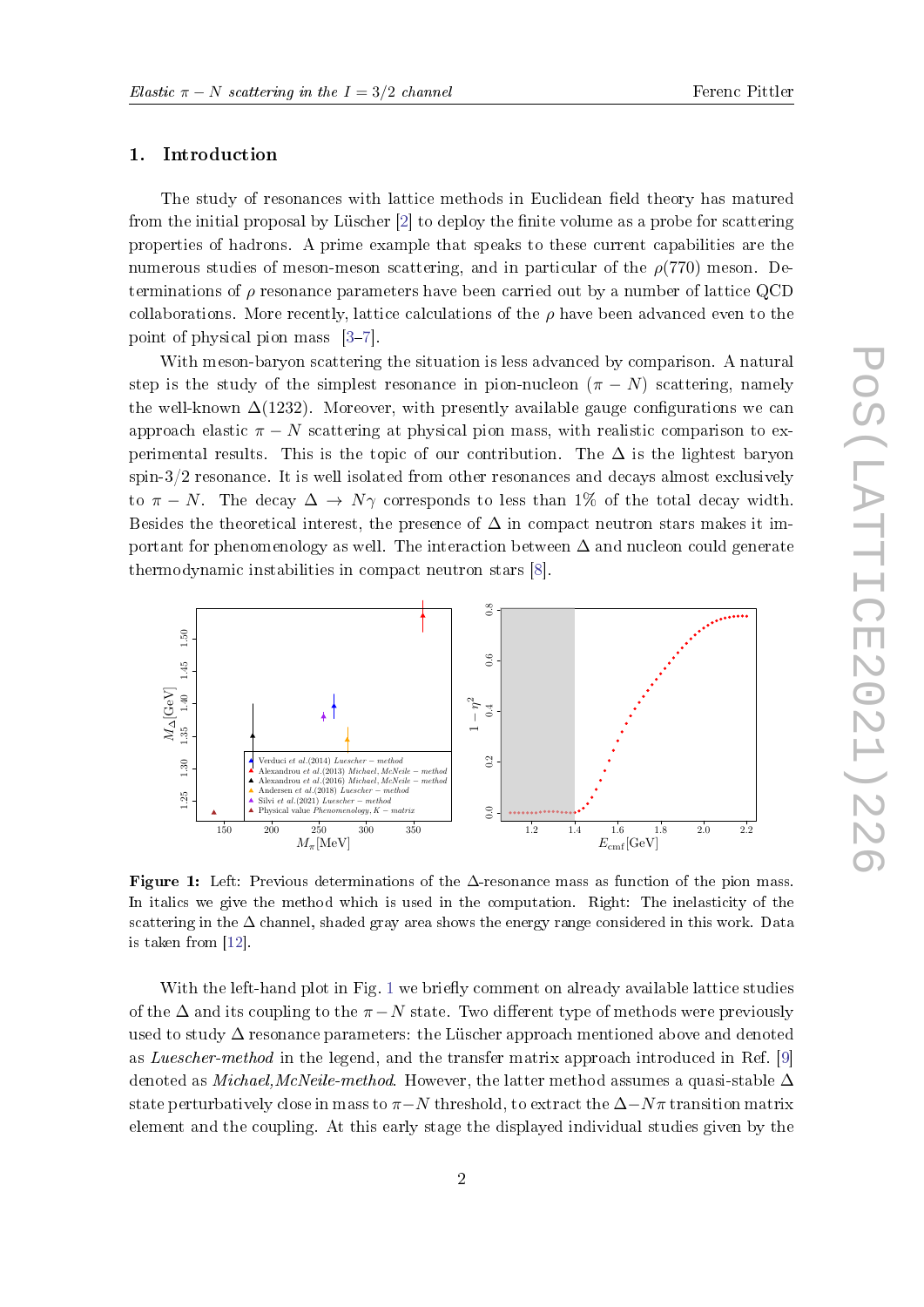## 1. Introduction

The study of resonances with lattice methods in Euclidean field theory has matured from the initial proposal by Lüscher [2] to deploy the finite volume as a probe for scattering properties of hadrons. A prime example that speaks to these current capabilities are the numerous studies of meson-meson scattering, and in particular of the $\rho(770)$ meson. Determinations of $\rho$ resonance parameters have been carried out by a number of lattice QCD collaborations. More recently, lattice calculations of the $\rho$ have been advanced even to the point of physical pion mass [3–7].

With meson-baryon scattering the situation is less advanced by comparison. A natural step is the study of the simplest resonance in pion-nucleon ($\pi - N$) scattering, namely the well-known $\Delta(1232)$. Moreover, with presently available gauge configurations we can approach elastic $\pi - N$ scattering at physical pion mass, with realistic comparison to experimental results. This is the topic of our contribution. The $\Delta$ is the lightest baryon spin-3/2 resonance. It is well isolated from other resonances and decays almost exclusively to $\pi - N$. The decay $\Delta \to N\gamma$ corresponds to less than 1% of the total decay width. Besides the theoretical interest, the presence of $\Delta$ in compact neutron stars makes it important for phenomenology as well. The interaction between $\Delta$ and nucleon could generate thermodynamic instabilities in compact neutron stars [8].

**Figure 1:** Left: Previous determinations of the $\Delta$-resonance mass as function of the pion mass. In italics we give the method which is used in the computation. Right: The inelasticity of the scattering in the $\Delta$ channel, shaded gray area shows the energy range considered in this work. Data is taken from [12].

With the left-hand plot in Fig. 1 we briefly comment on already available lattice studies of the $\Delta$ and its coupling to the $\pi - N$ state. Two different type of methods were previously used to study $\Delta$ resonance parameters: the Lüscher approach mentioned above and denoted as *Luescher-method* in the legend, and the transfer matrix approach introduced in Ref. [9] denoted as *Michael,McNeile-method*. However, the latter method assumes a quasi-stable $\Delta$ state perturbatively close in mass to $\pi - N$ threshold, to extract the $\Delta - N\pi$ transition matrix element and the coupling. At this early stage the displayed individual studies given by the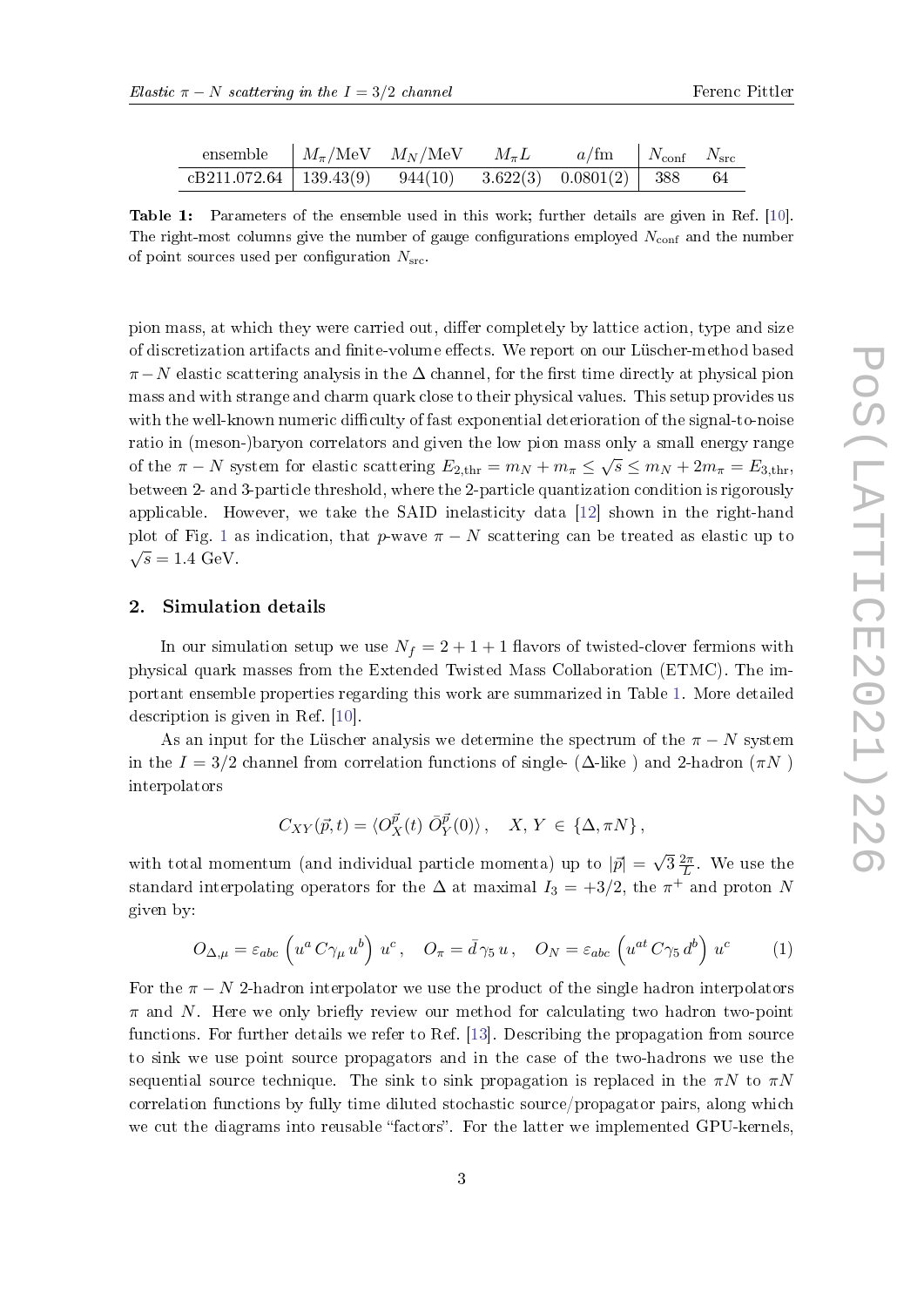| ensemble | $M_\pi$/MeV | $M_N$/MeV | $M_\pi L$ | $a$/fm | $N_{\text{conf}}$ | $N_{\text{src}}$ |
|---|---|---|---|---|---|---|
| cB211.072.64 | 139.43(9) | 944(10) | 3.622(3) | 0.0801(2) | 388 | 64 |

**Table 1:** Parameters of the ensemble used in this work; further details are given in Ref. [10]. The right-most columns give the number of gauge configurations employed $N_{\text{conf}}$ and the number of point sources used per configuration $N_{\text{src}}$.

pion mass, at which they were carried out, differ completely by lattice action, type and size of discretization artifacts and finite-volume effects. We report on our Lüscher-method based $\pi - N$ elastic scattering analysis in the $\Delta$ channel, for the first time directly at physical pion mass and with strange and charm quark close to their physical values. This setup provides us with the well-known numeric difficulty of fast exponential deterioration of the signal-to-noise ratio in (meson-)baryon correlators and given the low pion mass only a small energy range of the $\pi - N$ system for elastic scattering $E_{2,\text{thr}} = m_N + m_\pi \leq \sqrt{s} \leq m_N + 2m_\pi = E_{3,\text{thr}}$, between 2- and 3-particle threshold, where the 2-particle quantization condition is rigorously applicable. However, we take the SAID inelasticity data [12] shown in the right-hand plot of Fig. 1 as indication, that $p$-wave $\pi - N$ scattering can be treated as elastic up to $\sqrt{s} = 1.4$ GeV.

## 2. Simulation details

In our simulation setup we use $N_f = 2 + 1 + 1$ flavors of twisted-clover fermions with physical quark masses from the Extended Twisted Mass Collaboration (ETMC). The important ensemble properties regarding this work are summarized in Table 1. More detailed description is given in Ref. [10].

As an input for the Lüscher analysis we determine the spectrum of the $\pi - N$ system in the $I = 3/2$ channel from correlation functions of single- ($\Delta$-like ) and 2-hadron ($\pi N$ ) interpolators

$$C_{XY}(\vec{p}, t) = \langle O_X^{\vec{p}}(t)\; \bar{O}_Y^{\vec{p}}(0) \rangle\,, \quad X,\, Y \,\in\, \{\Delta, \pi N\}\,,$$

with total momentum (and individual particle momenta) up to $|\vec{p}| = \sqrt{3}\,\frac{2\pi}{L}$. We use the standard interpolating operators for the $\Delta$ at maximal $I_3 = +3/2$, the $\pi^+$ and proton $N$ given by:

$$O_{\Delta,\mu} = \varepsilon_{abc}\left(u^a\, C\gamma_\mu\, u^b\right)\, u^c\,, \quad O_\pi = \bar{d}\,\gamma_5\, u\,, \quad O_N = \varepsilon_{abc}\left(u^{at}\, C\gamma_5\, d^b\right)\, u^c \tag{1}$$

For the $\pi - N$ 2-hadron interpolator we use the product of the single hadron interpolators $\pi$ and $N$. Here we only briefly review our method for calculating two hadron two-point functions. For further details we refer to Ref. [13]. Describing the propagation from source to sink we use point source propagators and in the case of the two-hadrons we use the sequential source technique. The sink to sink propagation is replaced in the $\pi N$ to $\pi N$ correlation functions by fully time diluted stochastic source/propagator pairs, along which we cut the diagrams into reusable "factors". For the latter we implemented GPU-kernels,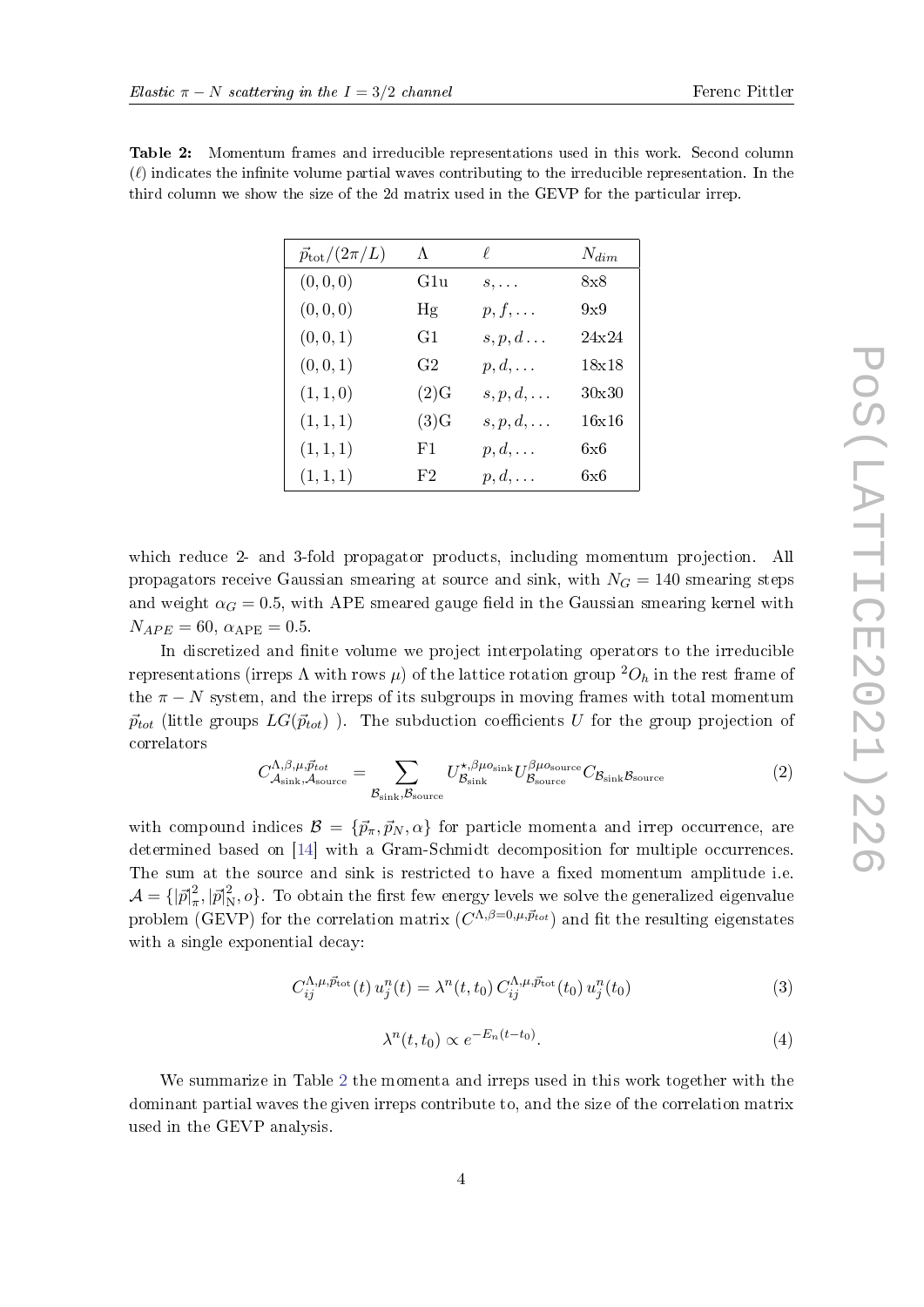**Table 2:** Momentum frames and irreducible representations used in this work. Second column ($\ell$) indicates the infinite volume partial waves contributing to the irreducible representation. In the third column we show the size of the 2d matrix used in the GEVP for the particular irrep.

| $\vec{p}_{\rm tot}/(2\pi/L)$ | $\Lambda$ | $\ell$ | $N_{dim}$ |
|---|---|---|---|
| $(0,0,0)$ | G1u | $s,\dots$ | 8x8 |
| $(0,0,0)$ | Hg | $p,f,\dots$ | 9x9 |
| $(0,0,1)$ | G1 | $s,p,d\dots$ | 24x24 |
| $(0,0,1)$ | G2 | $p,d,\dots$ | 18x18 |
| $(1,1,0)$ | (2)G | $s,p,d,\dots$ | 30x30 |
| $(1,1,1)$ | (3)G | $s,p,d,\dots$ | 16x16 |
| $(1,1,1)$ | F1 | $p,d,\dots$ | 6x6 |
| $(1,1,1)$ | F2 | $p,d,\dots$ | 6x6 |

which reduce 2- and 3-fold propagator products, including momentum projection. All propagators receive Gaussian smearing at source and sink, with $N_G = 140$ smearing steps and weight $\alpha_G = 0.5$, with APE smeared gauge field in the Gaussian smearing kernel with $N_{APE} = 60$, $\alpha_{\rm APE} = 0.5$.

In discretized and finite volume we project interpolating operators to the irreducible representations (irreps $\Lambda$ with rows $\mu$) of the lattice rotation group ${}^2O_h$ in the rest frame of the $\pi - N$ system, and the irreps of its subgroups in moving frames with total momentum $\vec{p}_{tot}$ (little groups $LG(\vec{p}_{tot})$ ). The subduction coefficients $U$ for the group projection of correlators

$$C^{\Lambda,\beta,\mu,\vec{p}_{tot}}_{\mathcal{A}_{\rm sink},\mathcal{A}_{\rm source}} = \sum_{\mathcal{B}_{\rm sink},\mathcal{B}_{\rm source}} U^{\star,\beta\mu o_{\rm sink}}_{\mathcal{B}_{\rm sink}} U^{\beta\mu o_{\rm source}}_{\mathcal{B}_{\rm source}} C_{\mathcal{B}_{\rm sink}\mathcal{B}_{\rm source}} \tag{2}$$

with compound indices $\mathcal{B} = \{\vec{p}_\pi, \vec{p}_N, \alpha\}$ for particle momenta and irrep occurrence, are determined based on [14] with a Gram-Schmidt decomposition for multiple occurrences. The sum at the source and sink is restricted to have a fixed momentum amplitude i.e. $\mathcal{A} = \{|\vec{p}|^2_\pi, |\vec{p}|^2_{\rm N}, o\}$. To obtain the first few energy levels we solve the generalized eigenvalue problem (GEVP) for the correlation matrix ($C^{\Lambda,\beta=0,\mu,\vec{p}_{tot}}$) and fit the resulting eigenstates with a single exponential decay:

$$C^{\Lambda,\mu,\vec{p}_{\rm tot}}_{ij}(t)\, u^n_j(t) = \lambda^n(t,t_0)\, C^{\Lambda,\mu,\vec{p}_{\rm tot}}_{ij}(t_0)\, u^n_j(t_0) \tag{3}$$

$$\lambda^n(t,t_0) \propto e^{-E_n(t-t_0)}. \tag{4}$$

We summarize in Table 2 the momenta and irreps used in this work together with the dominant partial waves the given irreps contribute to, and the size of the correlation matrix used in the GEVP analysis.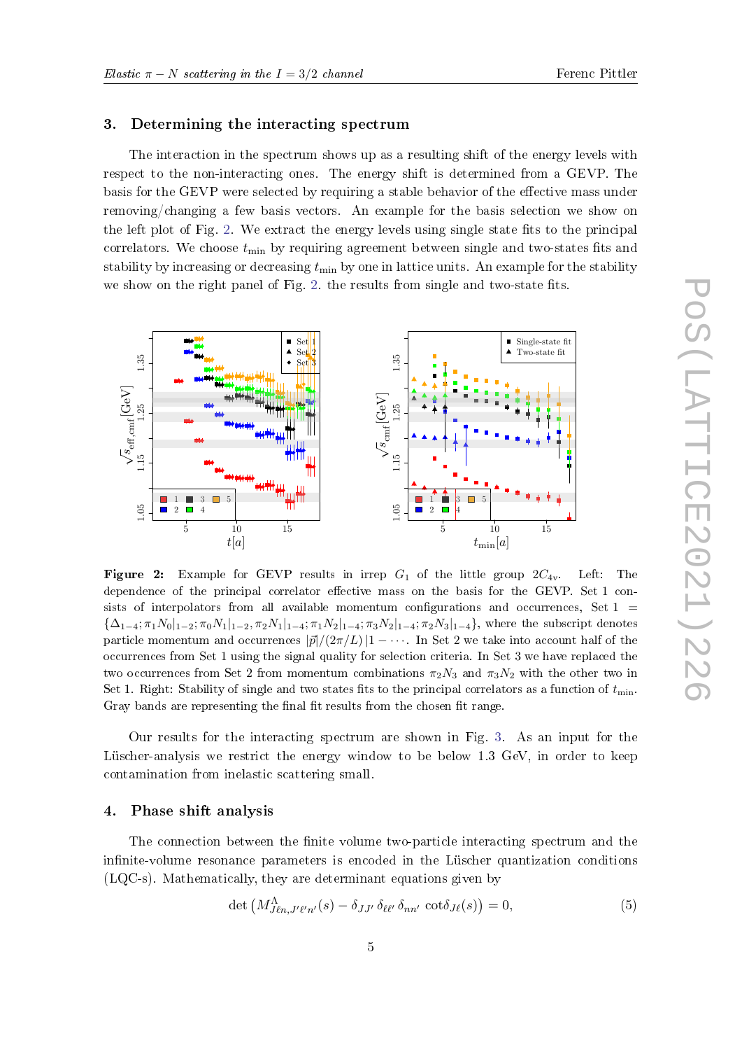## 3. Determining the interacting spectrum

The interaction in the spectrum shows up as a resulting shift of the energy levels with respect to the non-interacting ones. The energy shift is determined from a GEVP. The basis for the GEVP were selected by requiring a stable behavior of the effective mass under removing/changing a few basis vectors. An example for the basis selection we show on the left plot of Fig. 2. We extract the energy levels using single state fits to the principal correlators. We choose $t_{\text{min}}$ by requiring agreement between single and two-states fits and stability by increasing or decreasing $t_{\text{min}}$ by one in lattice units. An example for the stability we show on the right panel of Fig. 2. the results from single and two-state fits.

**Figure 2:** Example for GEVP results in irrep $G_1$ of the little group $2C_{4v}$. Left: The dependence of the principal correlator effective mass on the basis for the GEVP. Set 1 consists of interpolators from all available momentum configurations and occurrences, Set 1 $= \{\Delta_{1-4}; \pi_1 N_0|_{1-2}; \pi_0 N_1|_{1-2}, \pi_2 N_1|_{1-4}; \pi_1 N_2|_{1-4}; \pi_3 N_2|_{1-4}; \pi_2 N_3|_{1-4}\}$, where the subscript denotes particle momentum and occurrences $|\vec{p}|/(2\pi/L)\,|1 - \cdots$. In Set 2 we take into account half of the occurrences from Set 1 using the signal quality for selection criteria. In Set 3 we have replaced the two occurrences from Set 2 from momentum combinations $\pi_2 N_3$ and $\pi_3 N_2$ with the other two in Set 1. Right: Stability of single and two states fits to the principal correlators as a function of $t_{\text{min}}$. Gray bands are representing the final fit results from the chosen fit range.

Our results for the interacting spectrum are shown in Fig. 3. As an input for the Lüscher-analysis we restrict the energy window to be below 1.3 GeV, in order to keep contamination from inelastic scattering small.

## 4. Phase shift analysis

The connection between the finite volume two-particle interacting spectrum and the infinite-volume resonance parameters is encoded in the Lüscher quantization conditions (LQC-s). Mathematically, they are determinant equations given by

$$\det\left(M^{\Lambda}_{J\ell n, J'\ell' n'}(s) - \delta_{JJ'}\,\delta_{\ell\ell'}\,\delta_{nn'}\,\cot\delta_{J\ell}(s)\right) = 0, \tag{5}$$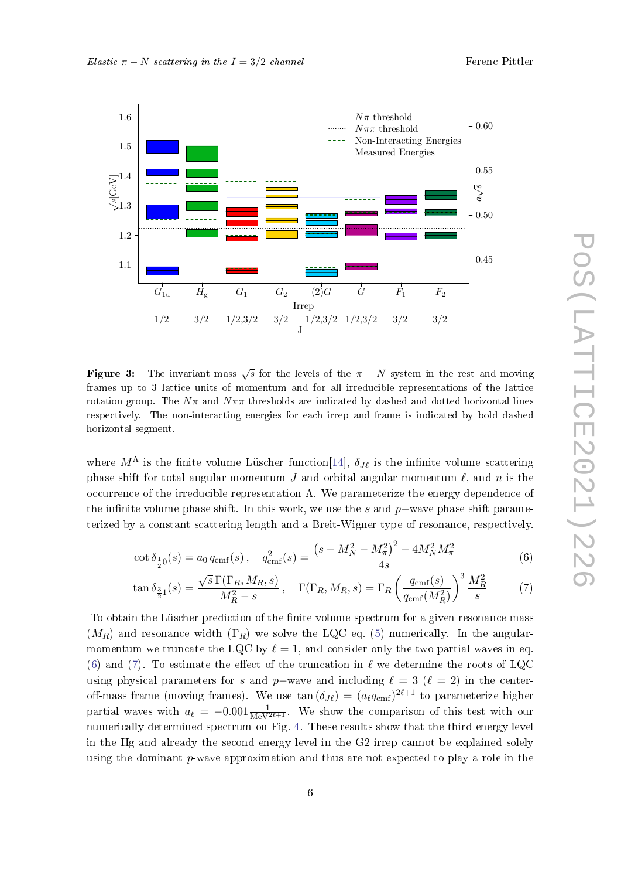**Figure 3:** The invariant mass $\sqrt{s}$ for the levels of the $\pi - N$ system in the rest and moving frames up to 3 lattice units of momentum and for all irreducible representations of the lattice rotation group. The $N\pi$ and $N\pi\pi$ thresholds are indicated by dashed and dotted horizontal lines respectively. The non-interacting energies for each irrep and frame is indicated by bold dashed horizontal segment.

where $M^{\Lambda}$ is the finite volume Lüscher function[14], $\delta_{J\ell}$ is the infinite volume scattering phase shift for total angular momentum $J$ and orbital angular momentum $\ell$, and $n$ is the occurrence of the irreducible representation $\Lambda$. We parameterize the energy dependence of the infinite volume phase shift. In this work, we use the $s$ and $p-$wave phase shift parameterized by a constant scattering length and a Breit-Wigner type of resonance, respectively.

$$\cot \delta_{\frac{1}{2}0}(s) = a_0\, q_{\mathrm{cmf}}(s)\,, \quad q^2_{\mathrm{cmf}}(s) = \frac{\left(s - M_N^2 - M_\pi^2\right)^2 - 4M_N^2 M_\pi^2}{4s} \tag{6}$$

$$\tan \delta_{\frac{3}{2}1}(s) = \frac{\sqrt{s}\,\Gamma(\Gamma_R, M_R, s)}{M_R^2 - s}\,, \quad \Gamma(\Gamma_R, M_R, s) = \Gamma_R \left(\frac{q_{\mathrm{cmf}}(s)}{q_{\mathrm{cmf}}(M_R^2)}\right)^3 \frac{M_R^2}{s} \tag{7}$$

To obtain the Lüscher prediction of the finite volume spectrum for a given resonance mass ($M_R$) and resonance width ($\Gamma_R$) we solve the LQC eq. (5) numerically. In the angular-momentum we truncate the LQC by $\ell = 1$, and consider only the two partial waves in eq. (6) and (7). To estimate the effect of the truncation in $\ell$ we determine the roots of LQC using physical parameters for $s$ and $p-$wave and including $\ell = 3$ ($\ell = 2$) in the center-off-mass frame (moving frames). We use $\tan(\delta_{J\ell}) = (a_\ell q_{\mathrm{cmf}})^{2\ell+1}$ to parameterize higher partial waves with $a_\ell = -0.001 \frac{1}{\mathrm{MeV}^{2\ell+1}}$. We show the comparison of this test with our numerically determined spectrum on Fig. 4. These results show that the third energy level in the Hg and already the second energy level in the G2 irrep cannot be explained solely using the dominant $p$-wave approximation and thus are not expected to play a role in the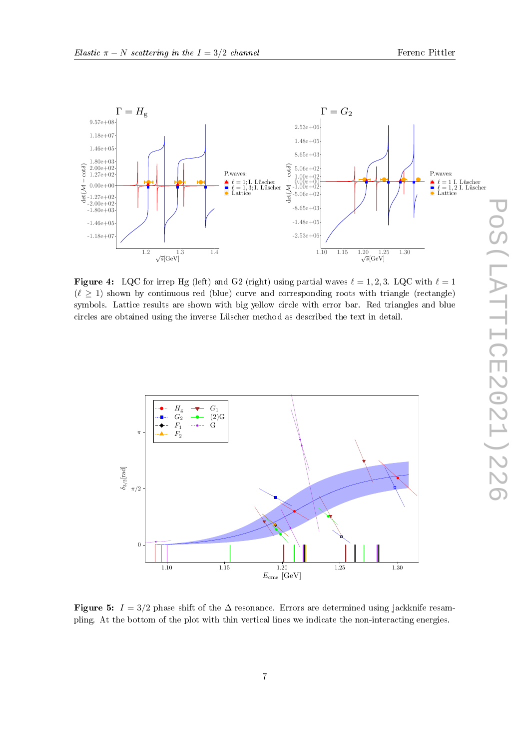**Figure 4:** LQC for irrep Hg (left) and G2 (right) using partial waves $\ell = 1, 2, 3$. LQC with $\ell = 1$ ($\ell \geq 1$) shown by continuous red (blue) curve and corresponding roots with triangle (rectangle) symbols. Lattice results are shown with big yellow circle with error bar. Red triangles and blue circles are obtained using the inverse Lüscher method as described the text in detail.

**Figure 5:** $I = 3/2$ phase shift of the $\Delta$ resonance. Errors are determined using jackknife resampling. At the bottom of the plot with thin vertical lines we indicate the non-interacting energies.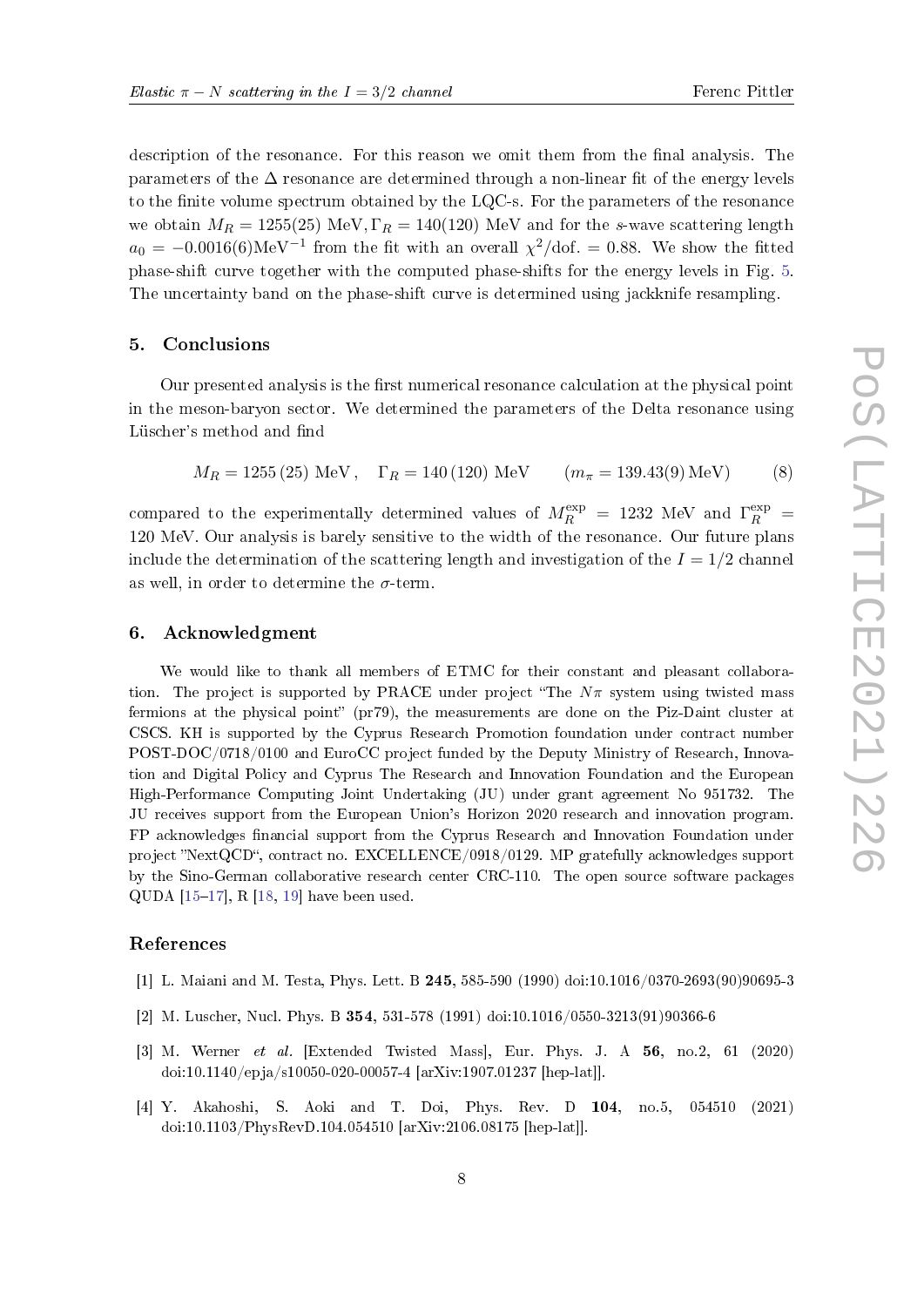description of the resonance. For this reason we omit them from the final analysis. The parameters of the $\Delta$ resonance are determined through a non-linear fit of the energy levels to the finite volume spectrum obtained by the LQC-s. For the parameters of the resonance we obtain $M_R = 1255(25)$ MeV, $\Gamma_R = 140(120)$ MeV and for the $s$-wave scattering length $a_0 = -0.0016(6)\text{MeV}^{-1}$ from the fit with an overall $\chi^2/\text{dof.} = 0.88$. We show the fitted phase-shift curve together with the computed phase-shifts for the energy levels in Fig. 5. The uncertainty band on the phase-shift curve is determined using jackknife resampling.

## 5. Conclusions

Our presented analysis is the first numerical resonance calculation at the physical point in the meson-baryon sector. We determined the parameters of the Delta resonance using Lüscher's method and find

$$M_R = 1255\,(25)\ \text{MeV}\,,\quad \Gamma_R = 140\,(120)\ \text{MeV}\qquad (m_\pi = 139.43(9)\,\text{MeV}) \tag{8}$$

compared to the experimentally determined values of $M_R^{\text{exp}} = 1232$ MeV and $\Gamma_R^{\text{exp}} = 120$ MeV. Our analysis is barely sensitive to the width of the resonance. Our future plans include the determination of the scattering length and investigation of the $I = 1/2$ channel as well, in order to determine the $\sigma$-term.

## 6. Acknowledgment

We would like to thank all members of ETMC for their constant and pleasant collaboration. The project is supported by PRACE under project "The $N\pi$ system using twisted mass fermions at the physical point" (pr79), the measurements are done on the Piz-Daint cluster at CSCS. KH is supported by the Cyprus Research Promotion foundation under contract number POST-DOC/0718/0100 and EuroCC project funded by the Deputy Ministry of Research, Innovation and Digital Policy and Cyprus The Research and Innovation Foundation and the European High-Performance Computing Joint Undertaking (JU) under grant agreement No 951732. The JU receives support from the European Union's Horizon 2020 research and innovation program. FP acknowledges financial support from the Cyprus Research and Innovation Foundation under project "NextQCD", contract no. EXCELLENCE/0918/0129. MP gratefully acknowledges support by the Sino-German collaborative research center CRC-110. The open source software packages QUDA [15–17], R [18, 19] have been used.

## References

[1] L. Maiani and M. Testa, Phys. Lett. B **245**, 585-590 (1990) doi:10.1016/0370-2693(90)90695-3

[2] M. Luscher, Nucl. Phys. B **354**, 531-578 (1991) doi:10.1016/0550-3213(91)90366-6

[3] M. Werner *et al.* [Extended Twisted Mass], Eur. Phys. J. A **56**, no.2, 61 (2020) doi:10.1140/epja/s10050-020-00057-4 [arXiv:1907.01237 [hep-lat]].

[4] Y. Akahoshi, S. Aoki and T. Doi, Phys. Rev. D **104**, no.5, 054510 (2021) doi:10.1103/PhysRevD.104.054510 [arXiv:2106.08175 [hep-lat]].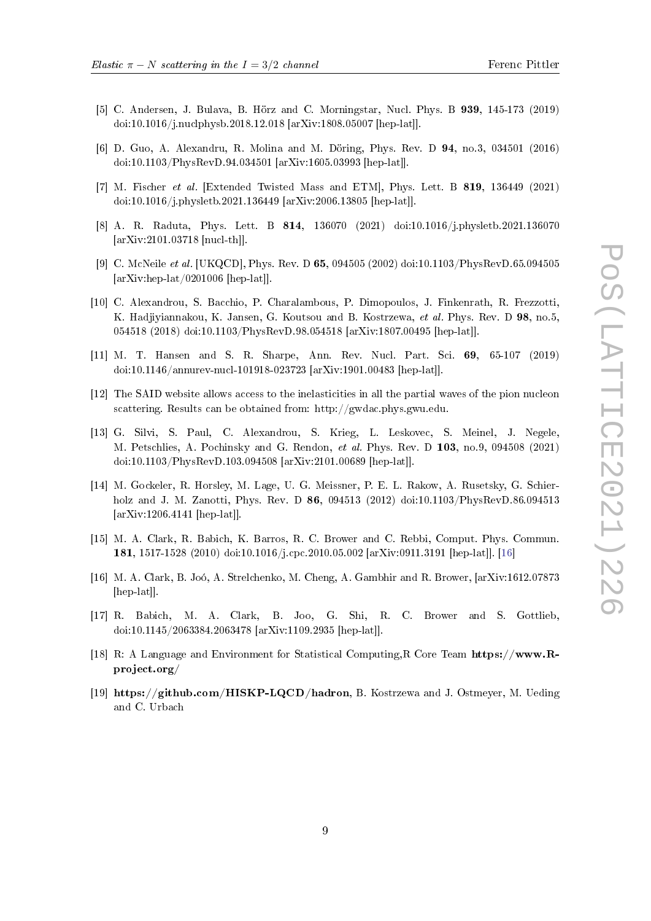[5] C. Andersen, J. Bulava, B. Hörz and C. Morningstar, Nucl. Phys. B **939**, 145-173 (2019) doi:10.1016/j.nuclphysb.2018.12.018 [arXiv:1808.05007 [hep-lat]].

[6] D. Guo, A. Alexandru, R. Molina and M. Döring, Phys. Rev. D **94**, no.3, 034501 (2016) doi:10.1103/PhysRevD.94.034501 [arXiv:1605.03993 [hep-lat]].

[7] M. Fischer *et al.* [Extended Twisted Mass and ETM], Phys. Lett. B **819**, 136449 (2021) doi:10.1016/j.physletb.2021.136449 [arXiv:2006.13805 [hep-lat]].

[8] A. R. Raduta, Phys. Lett. B **814**, 136070 (2021) doi:10.1016/j.physletb.2021.136070 [arXiv:2101.03718 [nucl-th]].

[9] C. McNeile *et al.* [UKQCD], Phys. Rev. D **65**, 094505 (2002) doi:10.1103/PhysRevD.65.094505 [arXiv:hep-lat/0201006 [hep-lat]].

[10] C. Alexandrou, S. Bacchio, P. Charalambous, P. Dimopoulos, J. Finkenrath, R. Frezzotti, K. Hadjiyiannakou, K. Jansen, G. Koutsou and B. Kostrzewa, *et al.* Phys. Rev. D **98**, no.5, 054518 (2018) doi:10.1103/PhysRevD.98.054518 [arXiv:1807.00495 [hep-lat]].

[11] M. T. Hansen and S. R. Sharpe, Ann. Rev. Nucl. Part. Sci. **69**, 65-107 (2019) doi:10.1146/annurev-nucl-101918-023723 [arXiv:1901.00483 [hep-lat]].

[12] The SAID website allows access to the inelasticities in all the partial waves of the pion nucleon scattering. Results can be obtained from: http://gwdac.phys.gwu.edu.

[13] G. Silvi, S. Paul, C. Alexandrou, S. Krieg, L. Leskovec, S. Meinel, J. Negele, M. Petschlies, A. Pochinsky and G. Rendon, *et al.* Phys. Rev. D **103**, no.9, 094508 (2021) doi:10.1103/PhysRevD.103.094508 [arXiv:2101.00689 [hep-lat]].

[14] M. Gockeler, R. Horsley, M. Lage, U. G. Meissner, P. E. L. Rakow, A. Rusetsky, G. Schierholz and J. M. Zanotti, Phys. Rev. D **86**, 094513 (2012) doi:10.1103/PhysRevD.86.094513 [arXiv:1206.4141 [hep-lat]].

[15] M. A. Clark, R. Babich, K. Barros, R. C. Brower and C. Rebbi, Comput. Phys. Commun. **181**, 1517-1528 (2010) doi:10.1016/j.cpc.2010.05.002 [arXiv:0911.3191 [hep-lat]]. [16]

[16] M. A. Clark, B. Joó, A. Strelchenko, M. Cheng, A. Gambhir and R. Brower, [arXiv:1612.07873 [hep-lat]].

[17] R. Babich, M. A. Clark, B. Joo, G. Shi, R. C. Brower and S. Gottlieb, doi:10.1145/2063384.2063478 [arXiv:1109.2935 [hep-lat]].

[18] R: A Language and Environment for Statistical Computing,R Core Team **https://www.R-project.org/**

[19] **https://github.com/HISKP-LQCD/hadron**, B. Kostrzewa and J. Ostmeyer, M. Ueding and C. Urbach